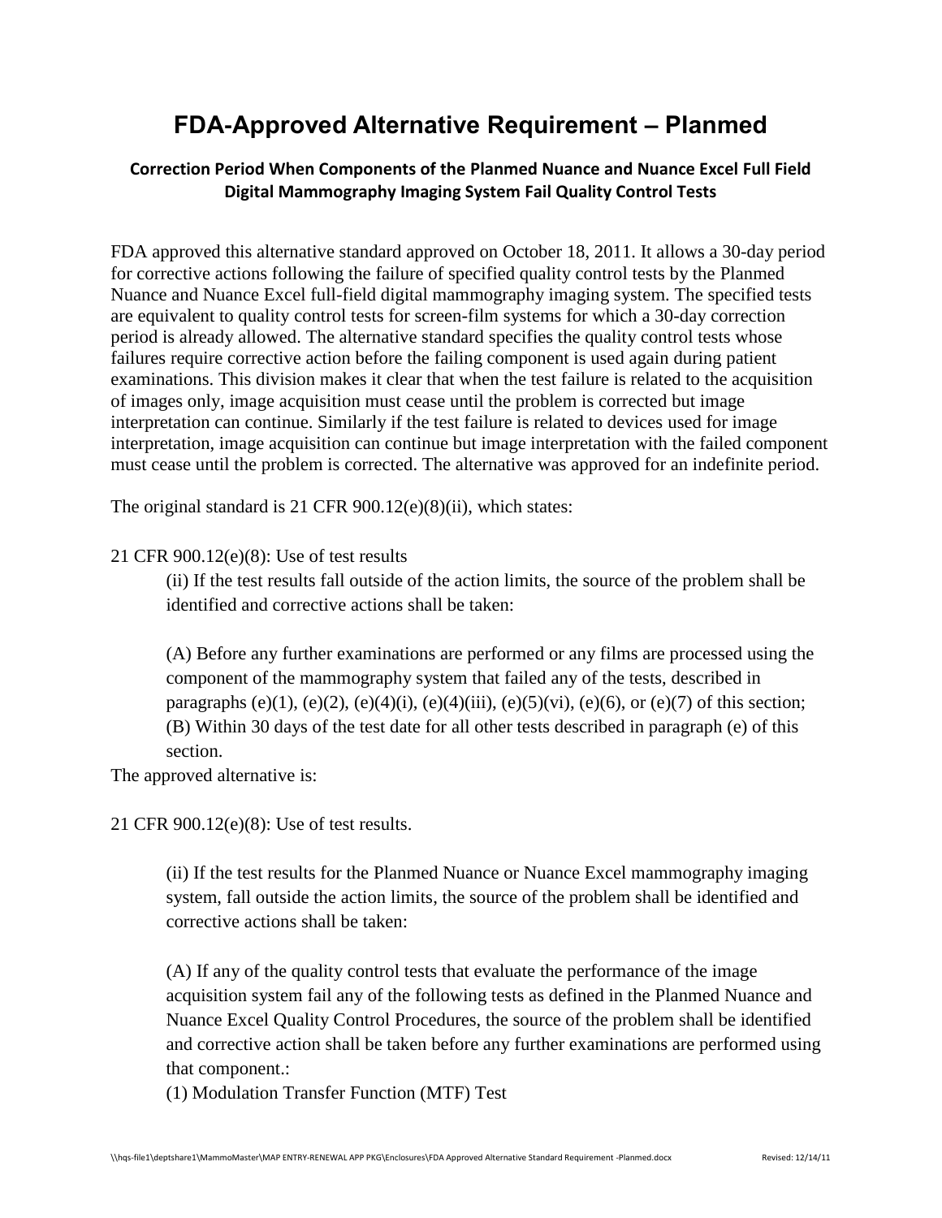# FDA-Approved Alternative Requirement – Planmed

### Correction Period When Components of the Planmed Nuance and Nuance Excel Full Field Digital Mammography Imaging System Fail Quality Control Tests

FDA approved this alternative standard approved on October 18, 2011. It allows a 30-day period for corrective actions following the failure of specified quality control tests by the Planmed Nuance and Nuance Excel full-field digital mammography imaging system. The specified tests are equivalent to quality control tests for screen-film systems for which a 30-day correction period is already allowed. The alternative standard specifies the quality control tests whose failures require corrective action before the failing component is used again during patient examinations. This division makes it clear that when the test failure is related to the acquisition of images only, image acquisition must cease until the problem is corrected but image interpretation can continue. Similarly if the test failure is related to devices used for image interpretation, image acquisition can continue but image interpretation with the failed component must cease until the problem is corrected. The alternative was approved for an indefinite period.

The original standard is 21 CFR 900.12(e)(8)(ii), which states:

21 CFR 900.12(e)(8): Use of test results

> (ii) If the test results fall outside of the action limits, the source of the problem shall be identified and corrective actions shall be taken:
>
> (A) Before any further examinations are performed or any films are processed using the component of the mammography system that failed any of the tests, described in paragraphs (e)(1), (e)(2), (e)(4)(i), (e)(4)(iii), (e)(5)(vi), (e)(6), or (e)(7) of this section;
> (B) Within 30 days of the test date for all other tests described in paragraph (e) of this section.

The approved alternative is:

21 CFR 900.12(e)(8): Use of test results.

> (ii) If the test results for the Planmed Nuance or Nuance Excel mammography imaging system, fall outside the action limits, the source of the problem shall be identified and corrective actions shall be taken:
>
> (A) If any of the quality control tests that evaluate the performance of the image acquisition system fail any of the following tests as defined in the Planmed Nuance and Nuance Excel Quality Control Procedures, the source of the problem shall be identified and corrective action shall be taken before any further examinations are performed using that component.:
> (1) Modulation Transfer Function (MTF) Test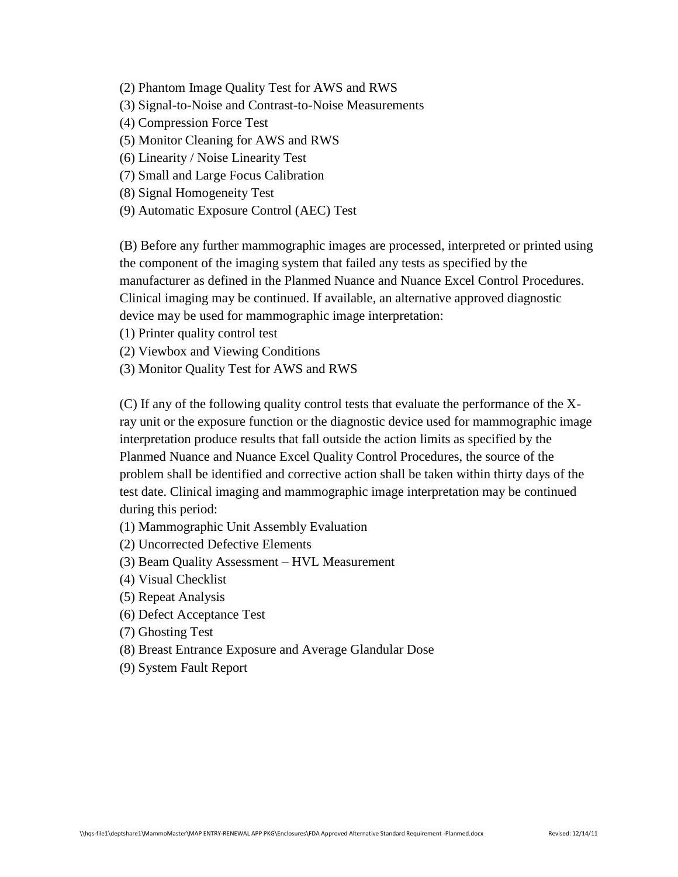(2) Phantom Image Quality Test for AWS and RWS
(3) Signal-to-Noise and Contrast-to-Noise Measurements
(4) Compression Force Test
(5) Monitor Cleaning for AWS and RWS
(6) Linearity / Noise Linearity Test
(7) Small and Large Focus Calibration
(8) Signal Homogeneity Test
(9) Automatic Exposure Control (AEC) Test

(B) Before any further mammographic images are processed, interpreted or printed using the component of the imaging system that failed any tests as specified by the manufacturer as defined in the Planmed Nuance and Nuance Excel Control Procedures. Clinical imaging may be continued. If available, an alternative approved diagnostic device may be used for mammographic image interpretation:
(1) Printer quality control test
(2) Viewbox and Viewing Conditions
(3) Monitor Quality Test for AWS and RWS

(C) If any of the following quality control tests that evaluate the performance of the X-ray unit or the exposure function or the diagnostic device used for mammographic image interpretation produce results that fall outside the action limits as specified by the Planmed Nuance and Nuance Excel Quality Control Procedures, the source of the problem shall be identified and corrective action shall be taken within thirty days of the test date. Clinical imaging and mammographic image interpretation may be continued during this period:
(1) Mammographic Unit Assembly Evaluation
(2) Uncorrected Defective Elements
(3) Beam Quality Assessment – HVL Measurement
(4) Visual Checklist
(5) Repeat Analysis
(6) Defect Acceptance Test
(7) Ghosting Test
(8) Breast Entrance Exposure and Average Glandular Dose
(9) System Fault Report